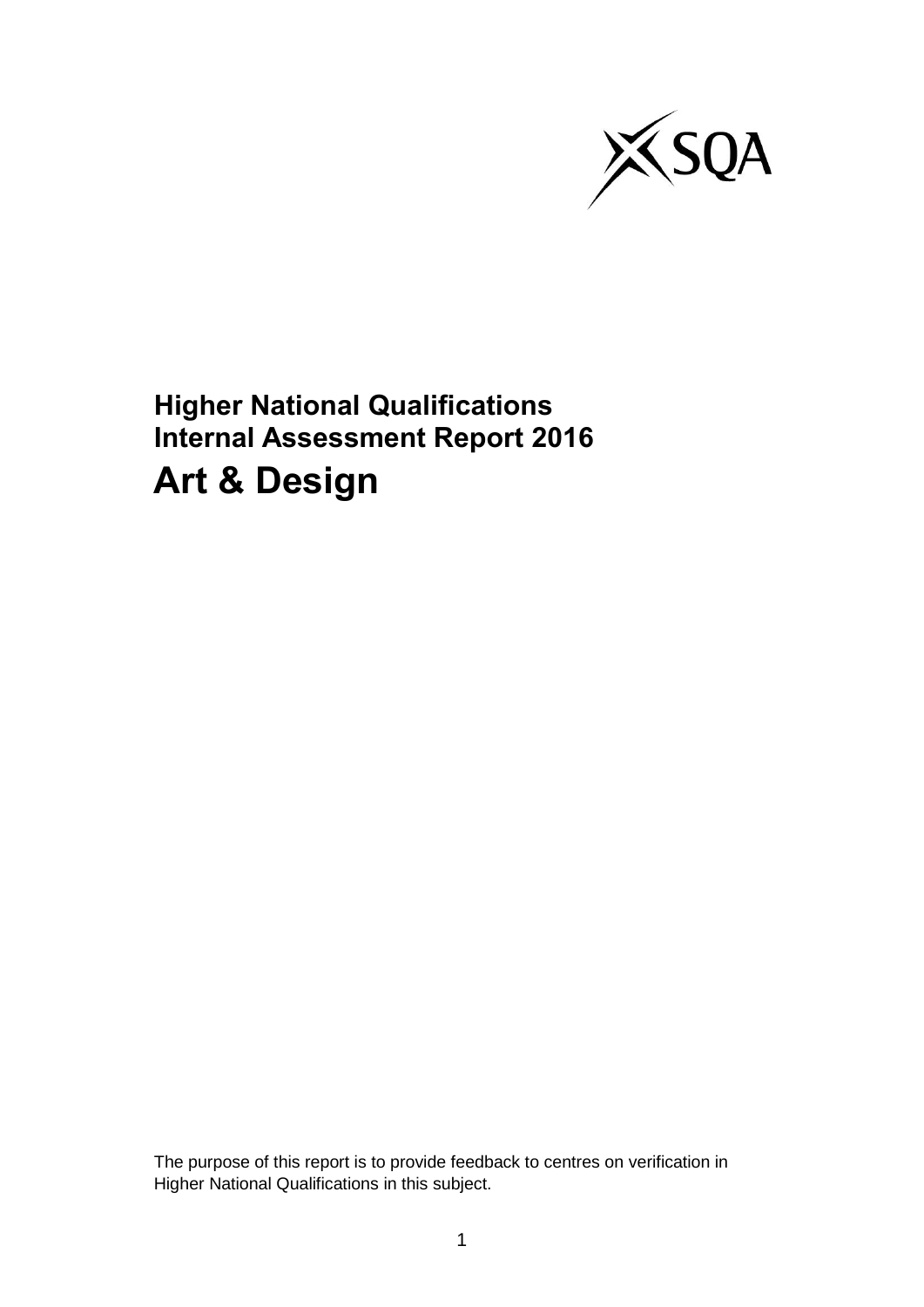# Higher National Qualifications
# Internal Assessment Report 2016
# Art & Design

The purpose of this report is to provide feedback to centres on verification in Higher National Qualifications in this subject.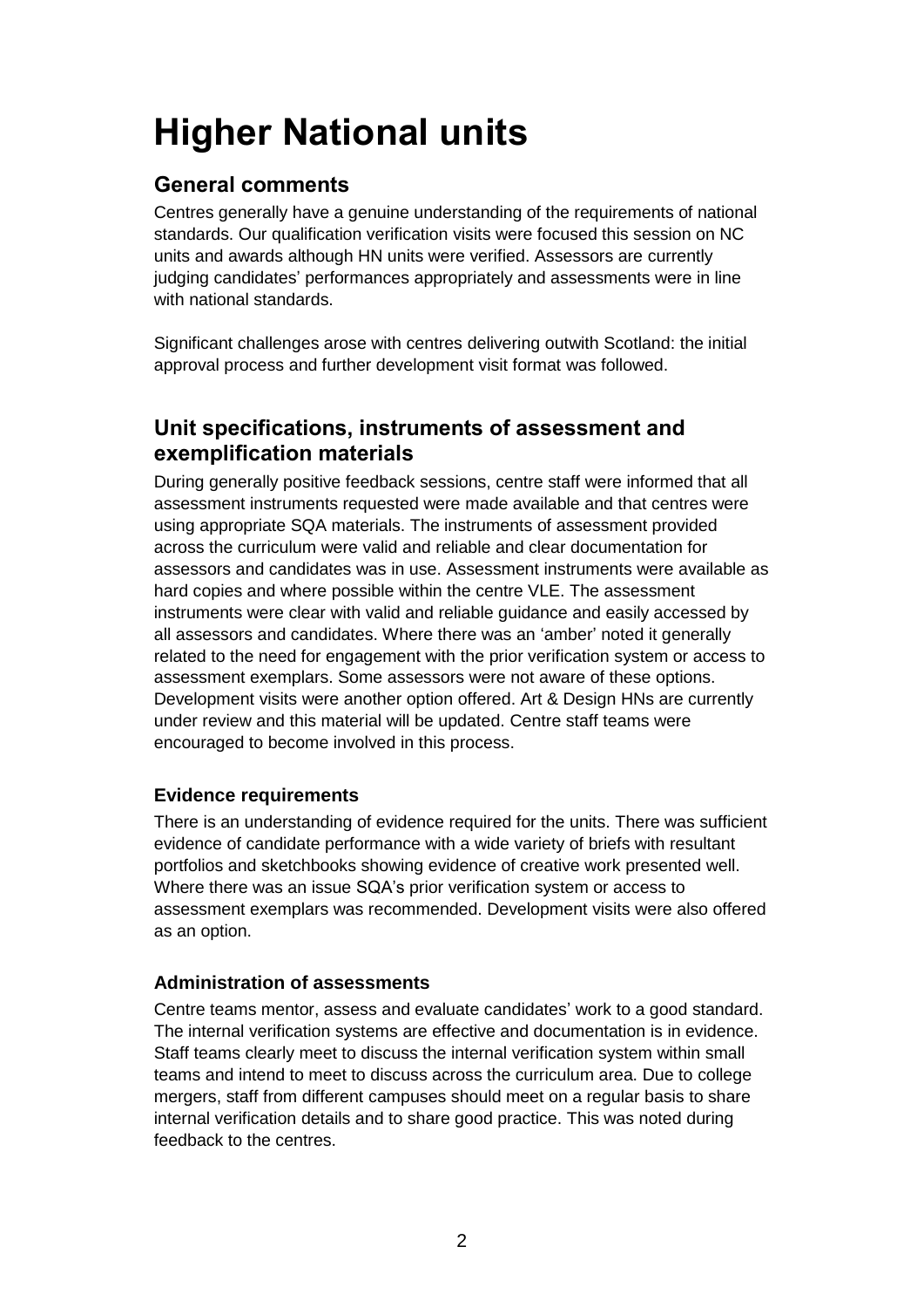# Higher National units

## General comments

Centres generally have a genuine understanding of the requirements of national standards. Our qualification verification visits were focused this session on NC units and awards although HN units were verified. Assessors are currently judging candidates' performances appropriately and assessments were in line with national standards.

Significant challenges arose with centres delivering outwith Scotland: the initial approval process and further development visit format was followed.

## Unit specifications, instruments of assessment and exemplification materials

During generally positive feedback sessions, centre staff were informed that all assessment instruments requested were made available and that centres were using appropriate SQA materials. The instruments of assessment provided across the curriculum were valid and reliable and clear documentation for assessors and candidates was in use. Assessment instruments were available as hard copies and where possible within the centre VLE. The assessment instruments were clear with valid and reliable guidance and easily accessed by all assessors and candidates. Where there was an 'amber' noted it generally related to the need for engagement with the prior verification system or access to assessment exemplars. Some assessors were not aware of these options. Development visits were another option offered. Art & Design HNs are currently under review and this material will be updated. Centre staff teams were encouraged to become involved in this process.

### Evidence requirements

There is an understanding of evidence required for the units. There was sufficient evidence of candidate performance with a wide variety of briefs with resultant portfolios and sketchbooks showing evidence of creative work presented well. Where there was an issue SQA's prior verification system or access to assessment exemplars was recommended. Development visits were also offered as an option.

### Administration of assessments

Centre teams mentor, assess and evaluate candidates' work to a good standard. The internal verification systems are effective and documentation is in evidence. Staff teams clearly meet to discuss the internal verification system within small teams and intend to meet to discuss across the curriculum area. Due to college mergers, staff from different campuses should meet on a regular basis to share internal verification details and to share good practice. This was noted during feedback to the centres.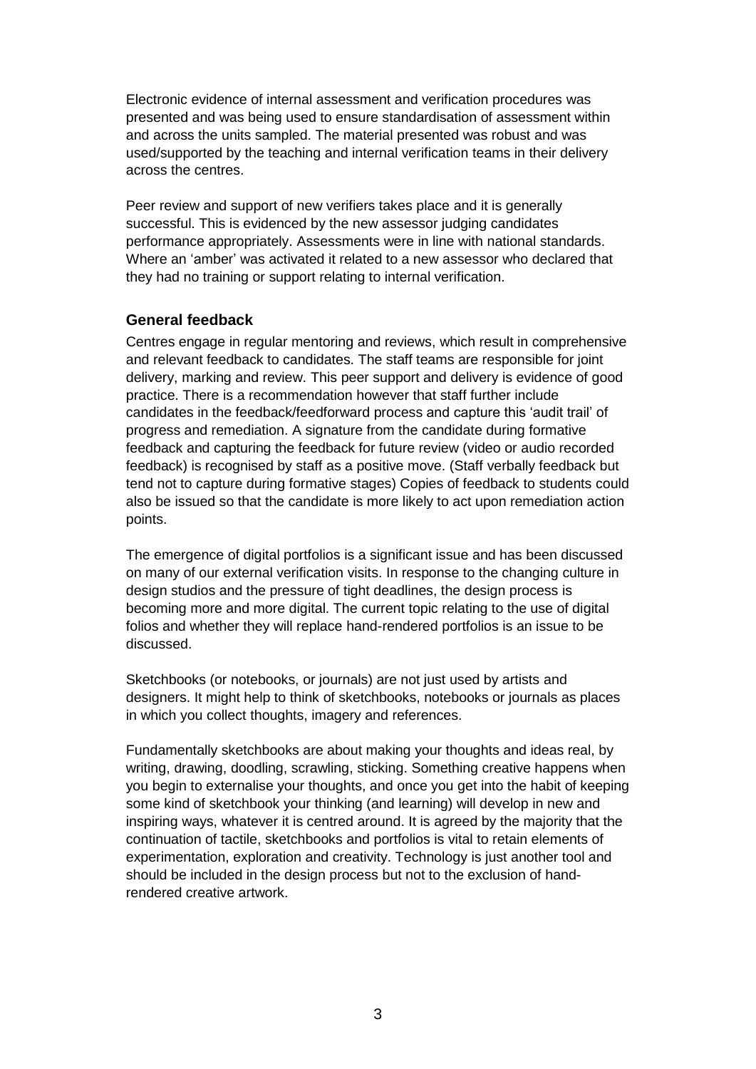Electronic evidence of internal assessment and verification procedures was presented and was being used to ensure standardisation of assessment within and across the units sampled. The material presented was robust and was used/supported by the teaching and internal verification teams in their delivery across the centres.

Peer review and support of new verifiers takes place and it is generally successful. This is evidenced by the new assessor judging candidates performance appropriately. Assessments were in line with national standards. Where an 'amber' was activated it related to a new assessor who declared that they had no training or support relating to internal verification.

## General feedback

Centres engage in regular mentoring and reviews, which result in comprehensive and relevant feedback to candidates. The staff teams are responsible for joint delivery, marking and review. This peer support and delivery is evidence of good practice. There is a recommendation however that staff further include candidates in the feedback/feedforward process and capture this 'audit trail' of progress and remediation. A signature from the candidate during formative feedback and capturing the feedback for future review (video or audio recorded feedback) is recognised by staff as a positive move. (Staff verbally feedback but tend not to capture during formative stages) Copies of feedback to students could also be issued so that the candidate is more likely to act upon remediation action points.

The emergence of digital portfolios is a significant issue and has been discussed on many of our external verification visits. In response to the changing culture in design studios and the pressure of tight deadlines, the design process is becoming more and more digital. The current topic relating to the use of digital folios and whether they will replace hand-rendered portfolios is an issue to be discussed.

Sketchbooks (or notebooks, or journals) are not just used by artists and designers. It might help to think of sketchbooks, notebooks or journals as places in which you collect thoughts, imagery and references.

Fundamentally sketchbooks are about making your thoughts and ideas real, by writing, drawing, doodling, scrawling, sticking. Something creative happens when you begin to externalise your thoughts, and once you get into the habit of keeping some kind of sketchbook your thinking (and learning) will develop in new and inspiring ways, whatever it is centred around. It is agreed by the majority that the continuation of tactile, sketchbooks and portfolios is vital to retain elements of experimentation, exploration and creativity. Technology is just another tool and should be included in the design process but not to the exclusion of hand-rendered creative artwork.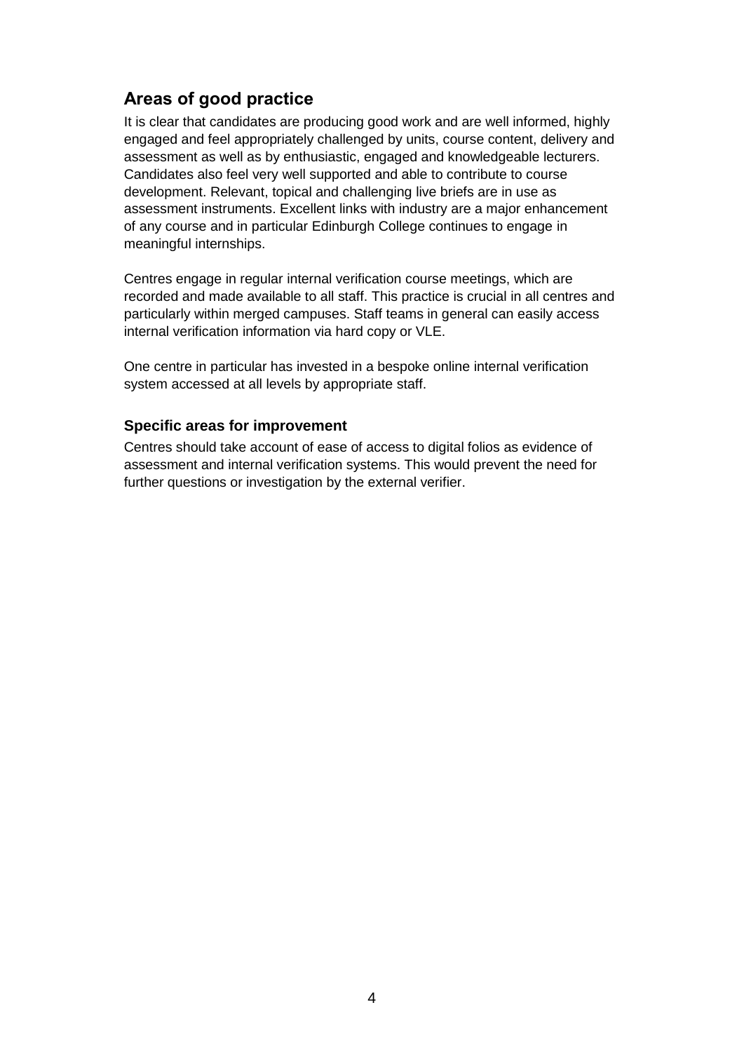## Areas of good practice

It is clear that candidates are producing good work and are well informed, highly engaged and feel appropriately challenged by units, course content, delivery and assessment as well as by enthusiastic, engaged and knowledgeable lecturers. Candidates also feel very well supported and able to contribute to course development. Relevant, topical and challenging live briefs are in use as assessment instruments. Excellent links with industry are a major enhancement of any course and in particular Edinburgh College continues to engage in meaningful internships.

Centres engage in regular internal verification course meetings, which are recorded and made available to all staff. This practice is crucial in all centres and particularly within merged campuses. Staff teams in general can easily access internal verification information via hard copy or VLE.

One centre in particular has invested in a bespoke online internal verification system accessed at all levels by appropriate staff.

### Specific areas for improvement

Centres should take account of ease of access to digital folios as evidence of assessment and internal verification systems. This would prevent the need for further questions or investigation by the external verifier.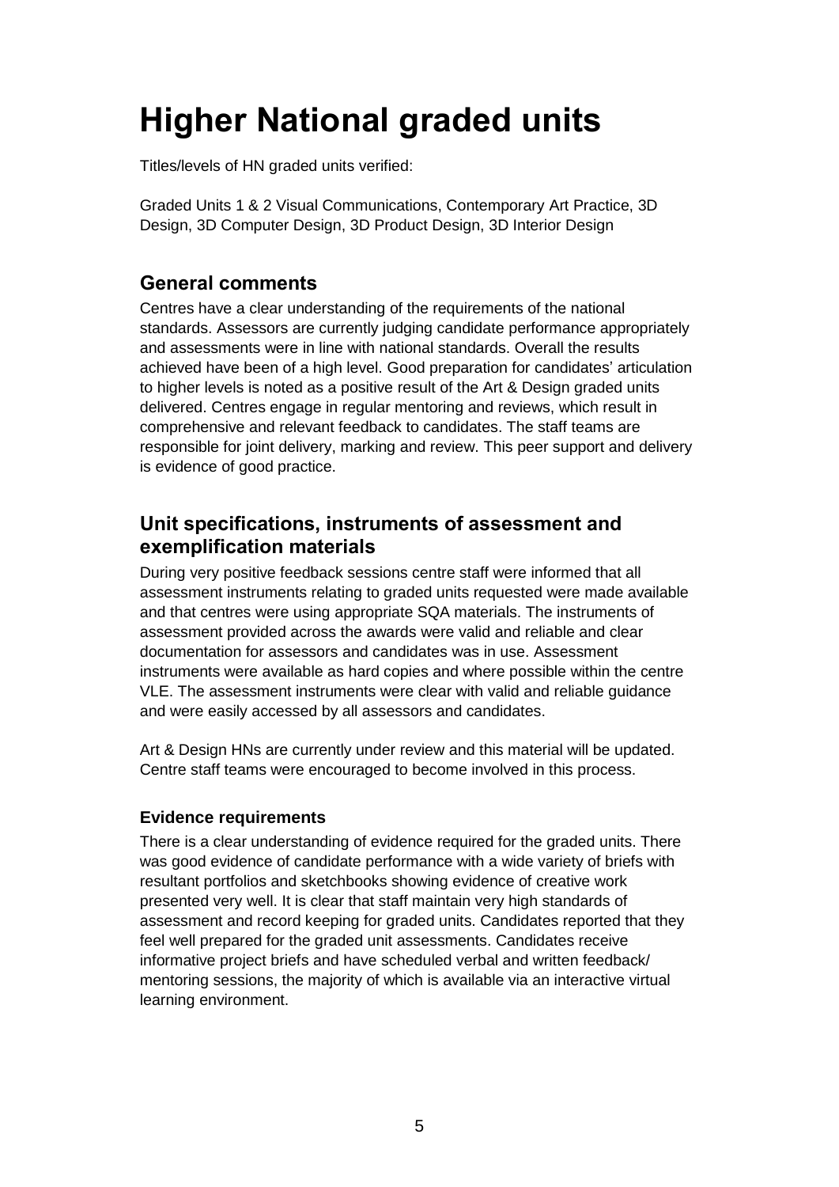# Higher National graded units

Titles/levels of HN graded units verified:

Graded Units 1 & 2 Visual Communications, Contemporary Art Practice, 3D Design, 3D Computer Design, 3D Product Design, 3D Interior Design

## General comments

Centres have a clear understanding of the requirements of the national standards. Assessors are currently judging candidate performance appropriately and assessments were in line with national standards. Overall the results achieved have been of a high level. Good preparation for candidates' articulation to higher levels is noted as a positive result of the Art & Design graded units delivered. Centres engage in regular mentoring and reviews, which result in comprehensive and relevant feedback to candidates. The staff teams are responsible for joint delivery, marking and review. This peer support and delivery is evidence of good practice.

## Unit specifications, instruments of assessment and exemplification materials

During very positive feedback sessions centre staff were informed that all assessment instruments relating to graded units requested were made available and that centres were using appropriate SQA materials. The instruments of assessment provided across the awards were valid and reliable and clear documentation for assessors and candidates was in use. Assessment instruments were available as hard copies and where possible within the centre VLE. The assessment instruments were clear with valid and reliable guidance and were easily accessed by all assessors and candidates.

Art & Design HNs are currently under review and this material will be updated. Centre staff teams were encouraged to become involved in this process.

### Evidence requirements

There is a clear understanding of evidence required for the graded units. There was good evidence of candidate performance with a wide variety of briefs with resultant portfolios and sketchbooks showing evidence of creative work presented very well. It is clear that staff maintain very high standards of assessment and record keeping for graded units. Candidates reported that they feel well prepared for the graded unit assessments. Candidates receive informative project briefs and have scheduled verbal and written feedback/ mentoring sessions, the majority of which is available via an interactive virtual learning environment.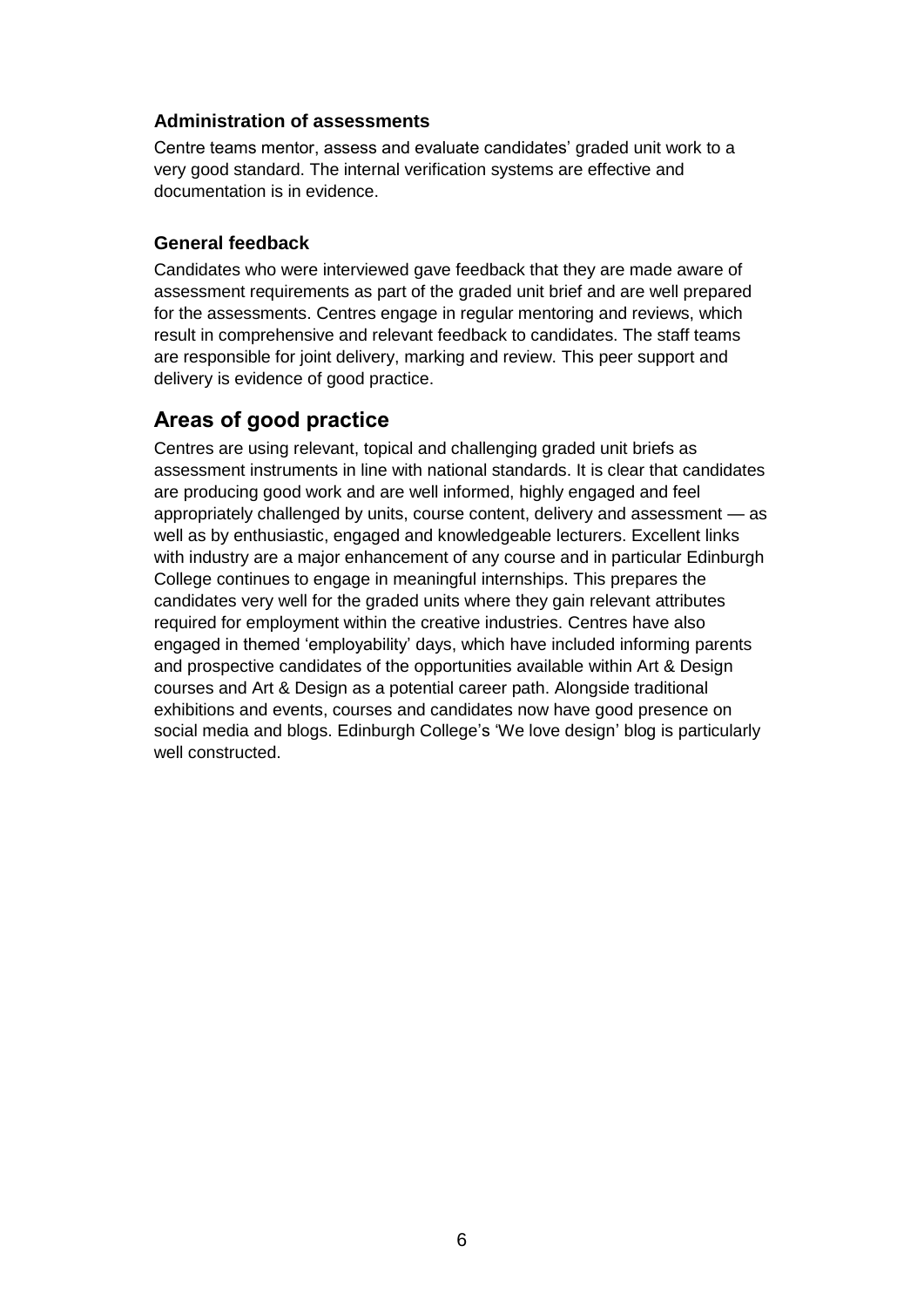### Administration of assessments

Centre teams mentor, assess and evaluate candidates' graded unit work to a very good standard. The internal verification systems are effective and documentation is in evidence.

### General feedback

Candidates who were interviewed gave feedback that they are made aware of assessment requirements as part of the graded unit brief and are well prepared for the assessments. Centres engage in regular mentoring and reviews, which result in comprehensive and relevant feedback to candidates. The staff teams are responsible for joint delivery, marking and review. This peer support and delivery is evidence of good practice.

## Areas of good practice

Centres are using relevant, topical and challenging graded unit briefs as assessment instruments in line with national standards. It is clear that candidates are producing good work and are well informed, highly engaged and feel appropriately challenged by units, course content, delivery and assessment — as well as by enthusiastic, engaged and knowledgeable lecturers. Excellent links with industry are a major enhancement of any course and in particular Edinburgh College continues to engage in meaningful internships. This prepares the candidates very well for the graded units where they gain relevant attributes required for employment within the creative industries. Centres have also engaged in themed 'employability' days, which have included informing parents and prospective candidates of the opportunities available within Art & Design courses and Art & Design as a potential career path. Alongside traditional exhibitions and events, courses and candidates now have good presence on social media and blogs. Edinburgh College's 'We love design' blog is particularly well constructed.